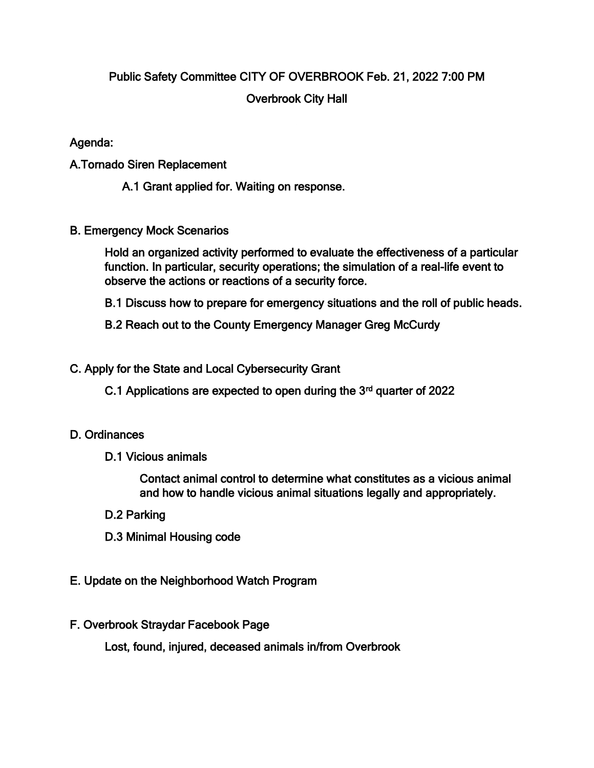# Public Safety Committee CITY OF OVERBROOK Feb. 21, 2022 7:00 PM

## Overbrook City Hall

Agenda:

A.Tornado Siren Replacement

A.1 Grant applied for. Waiting on response.

B. Emergency Mock Scenarios

Hold an organized activity performed to evaluate the effectiveness of a particular function. In particular, security operations; the simulation of a real-life event to observe the actions or reactions of a security force.

B.1 Discuss how to prepare for emergency situations and the roll of public heads.

B.2 Reach out to the County Emergency Manager Greg McCurdy

C. Apply for the State and Local Cybersecurity Grant

C.1 Applications are expected to open during the 3rd quarter of 2022

D. Ordinances

D.1 Vicious animals

Contact animal control to determine what constitutes as a vicious animal and how to handle vicious animal situations legally and appropriately.

D.2 Parking

D.3 Minimal Housing code

E. Update on the Neighborhood Watch Program

F. Overbrook Straydar Facebook Page

Lost, found, injured, deceased animals in/from Overbrook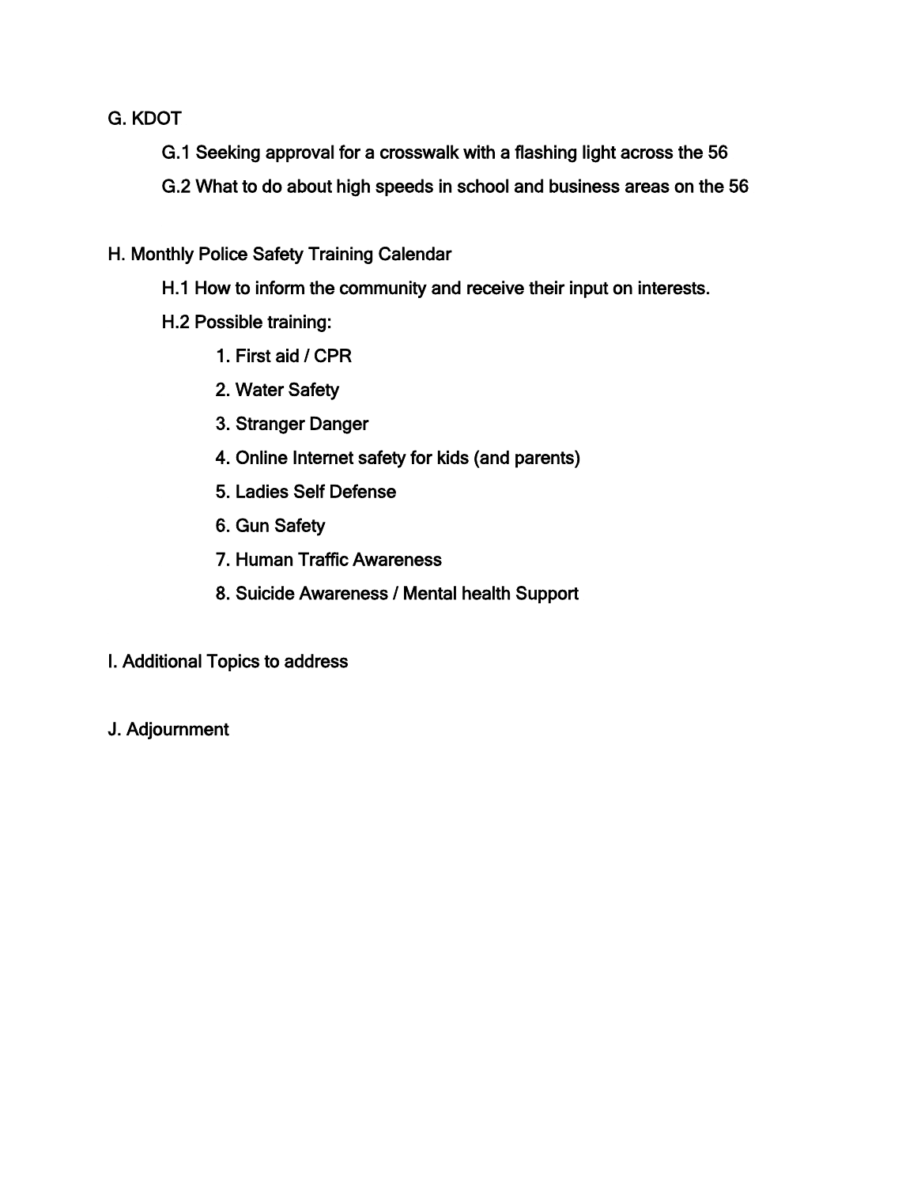G. KDOT

- G.1 Seeking approval for a crosswalk with a flashing light across the 56
- G.2 What to do about high speeds in school and business areas on the 56

H. Monthly Police Safety Training Calendar

- H.1 How to inform the community and receive their input on interests.
- H.2 Possible training:
  1. First aid / CPR
  2. Water Safety
  3. Stranger Danger
  4. Online Internet safety for kids (and parents)
  5. Ladies Self Defense
  6. Gun Safety
  7. Human Traffic Awareness
  8. Suicide Awareness / Mental health Support

I. Additional Topics to address

J. Adjournment